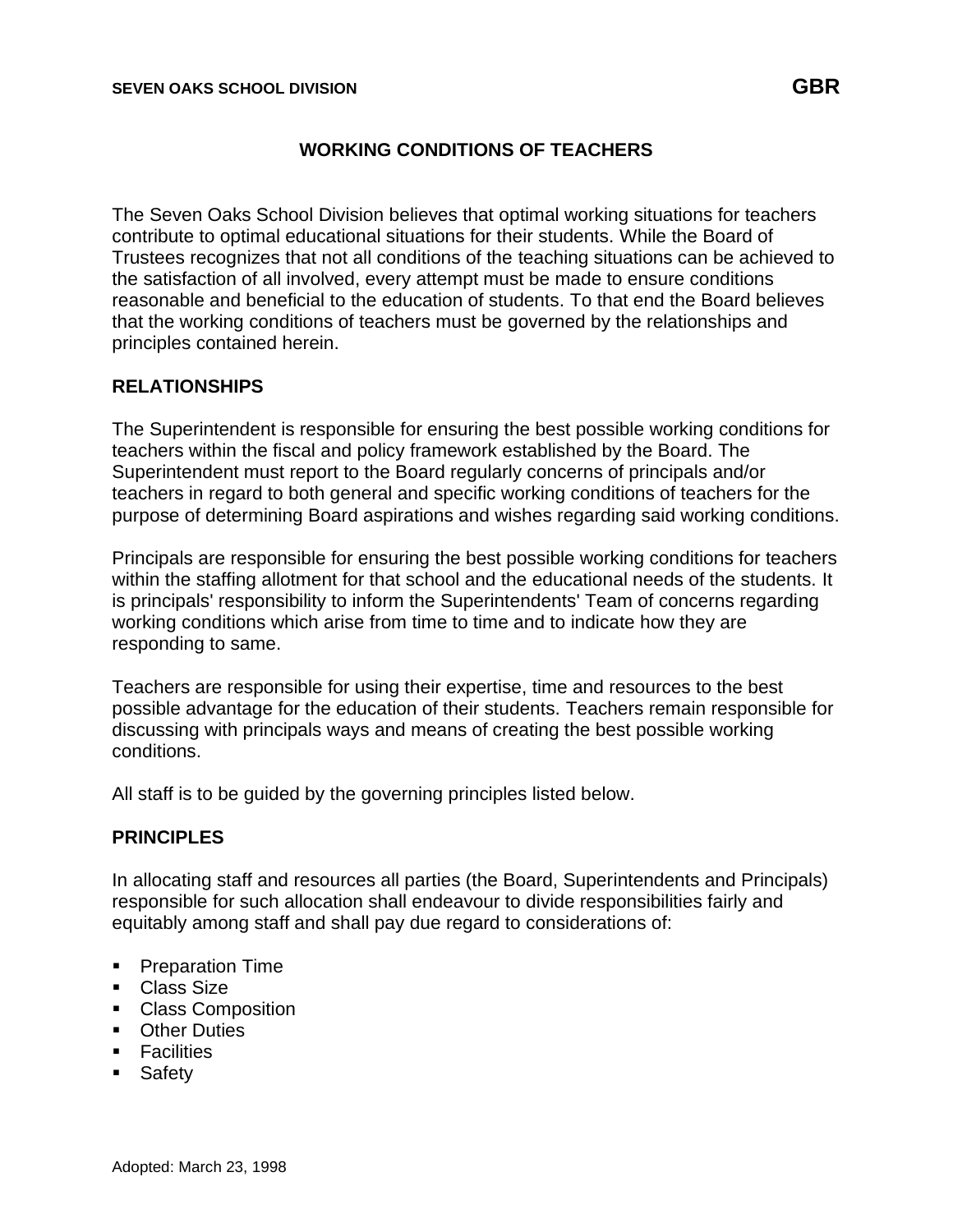SEVEN OAKS SCHOOL DIVISION **GBR**

# WORKING CONDITIONS OF TEACHERS

The Seven Oaks School Division believes that optimal working situations for teachers contribute to optimal educational situations for their students. While the Board of Trustees recognizes that not all conditions of the teaching situations can be achieved to the satisfaction of all involved, every attempt must be made to ensure conditions reasonable and beneficial to the education of students. To that end the Board believes that the working conditions of teachers must be governed by the relationships and principles contained herein.

## RELATIONSHIPS

The Superintendent is responsible for ensuring the best possible working conditions for teachers within the fiscal and policy framework established by the Board. The Superintendent must report to the Board regularly concerns of principals and/or teachers in regard to both general and specific working conditions of teachers for the purpose of determining Board aspirations and wishes regarding said working conditions.

Principals are responsible for ensuring the best possible working conditions for teachers within the staffing allotment for that school and the educational needs of the students. It is principals' responsibility to inform the Superintendents' Team of concerns regarding working conditions which arise from time to time and to indicate how they are responding to same.

Teachers are responsible for using their expertise, time and resources to the best possible advantage for the education of their students. Teachers remain responsible for discussing with principals ways and means of creating the best possible working conditions.

All staff is to be guided by the governing principles listed below.

## PRINCIPLES

In allocating staff and resources all parties (the Board, Superintendents and Principals) responsible for such allocation shall endeavour to divide responsibilities fairly and equitably among staff and shall pay due regard to considerations of:

- Preparation Time
- Class Size
- Class Composition
- Other Duties
- Facilities
- Safety

Adopted: March 23, 1998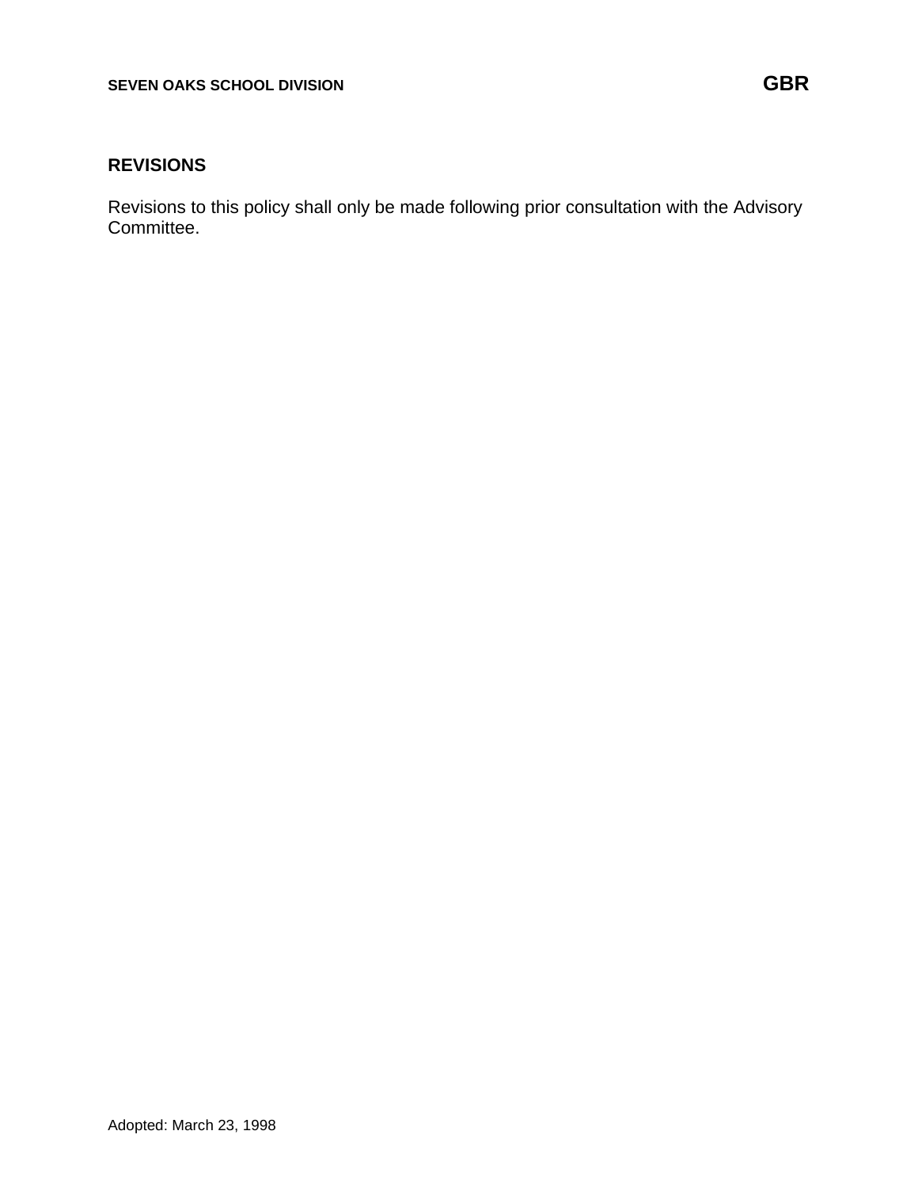## REVISIONS

Revisions to this policy shall only be made following prior consultation with the Advisory Committee.

Adopted: March 23, 1998